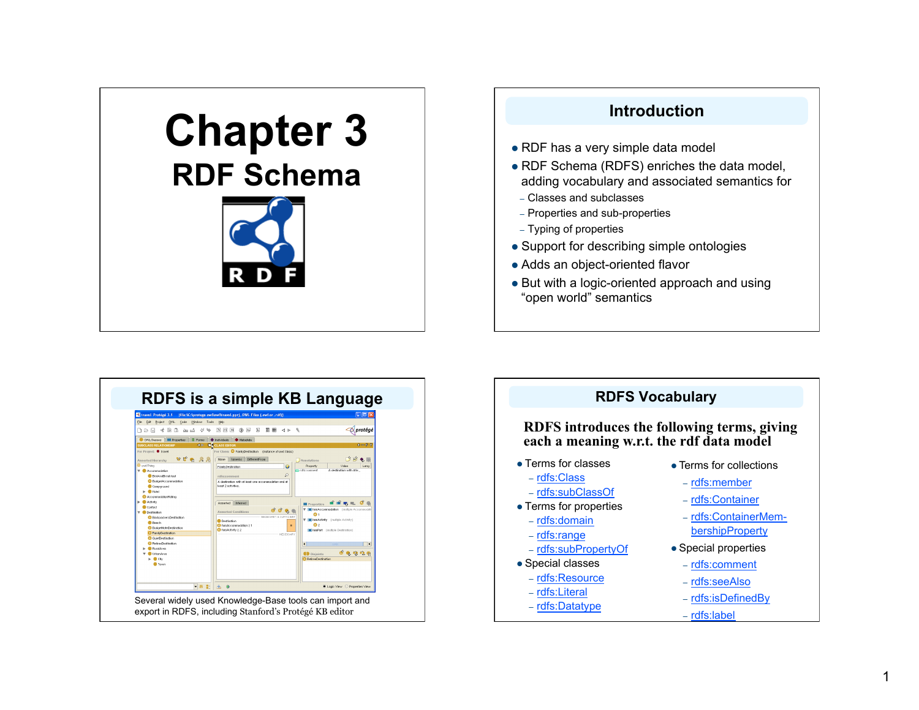# Chapter 3

## RDF Schema

## Introduction

- RDF has a very simple data model
- RDF Schema (RDFS) enriches the data model, adding vocabulary and associated semantics for
  - Classes and subclasses
  - Properties and sub-properties
  - Typing of properties
- Support for describing simple ontologies
- Adds an object-oriented flavor
- But with a logic-oriented approach and using "open world" semantics

## RDFS is a simple KB Language

Several widely used Knowledge-Base tools can import and export in RDFS, including Stanford's Protégé KB editor

## RDFS Vocabulary

**RDFS introduces the following terms, giving each a meaning w.r.t. the rdf data model**

- Terms for classes
  - rdfs:Class
  - rdfs:subClassOf
- Terms for properties
  - rdfs:domain
  - rdfs:range
  - rdfs:subPropertyOf
- Special classes
  - rdfs:Resource
  - rdfs:Literal
  - rdfs:Datatype
- Terms for collections
  - rdfs:member
  - rdfs:Container
  - rdfs:ContainerMembershipProperty
- Special properties
  - rdfs:comment
  - rdfs:seeAlso
  - rdfs:isDefinedBy
  - rdfs:label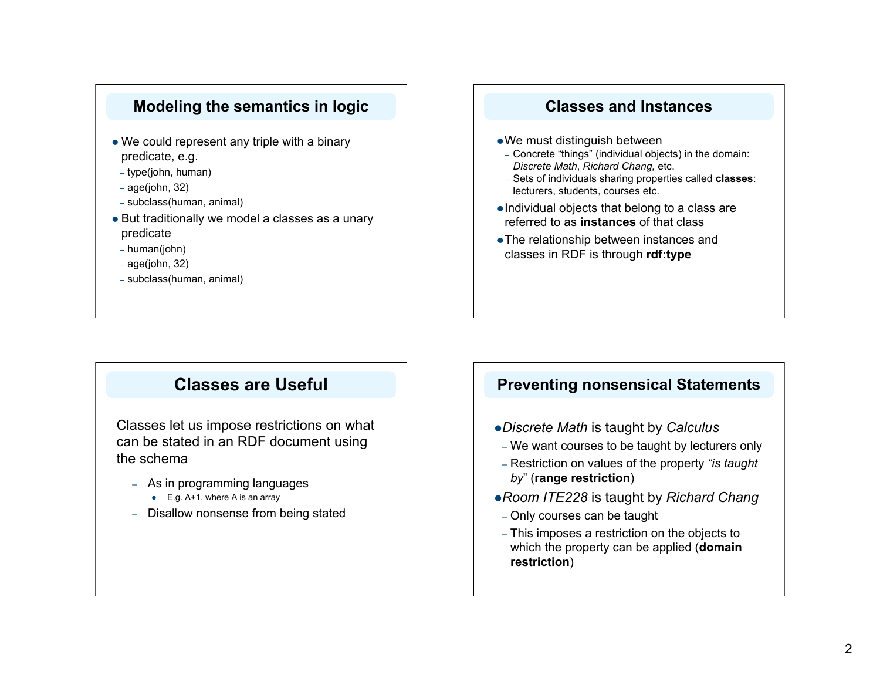## Modeling the semantics in logic

- We could represent any triple with a binary predicate, e.g.
  - type(john, human)
  - age(john, 32)
  - subclass(human, animal)
- But traditionally we model a classes as a unary predicate
  - human(john)
  - age(john, 32)
  - subclass(human, animal)

## Classes and Instances

- We must distinguish between
  - Concrete "things" (individual objects) in the domain: *Discrete Math*, *Richard Chang,* etc.
  - Sets of individuals sharing properties called **classes**: lecturers, students, courses etc.
- Individual objects that belong to a class are referred to as **instances** of that class
- The relationship between instances and classes in RDF is through **rdf:type**

## Classes are Useful

Classes let us impose restrictions on what can be stated in an RDF document using the schema

- As in programming languages
  - E.g. A+1, where A is an array
- Disallow nonsense from being stated

## Preventing nonsensical Statements

- *Discrete Math* is taught by *Calculus*
  - We want courses to be taught by lecturers only
  - Restriction on values of the property *"is taught by"* (**range restriction**)
- *Room ITE228* is taught by *Richard Chang*
  - Only courses can be taught
  - This imposes a restriction on the objects to which the property can be applied (**domain restriction**)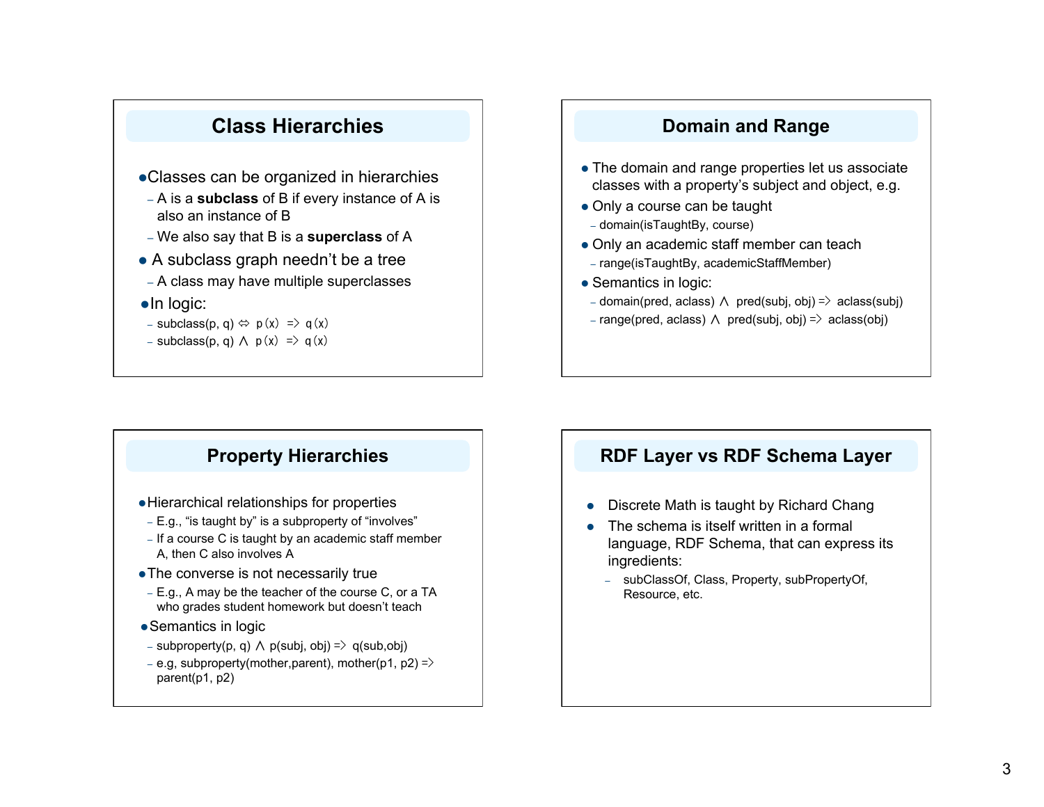## Class Hierarchies

- Classes can be organized in hierarchies
  - A is a **subclass** of B if every instance of A is also an instance of B
  - We also say that B is a **superclass** of A
- A subclass graph needn't be a tree
  - A class may have multiple superclasses
- In logic:
  - subclass(p, q) ⇔ p(x) => q(x)
  - subclass(p, q) ∧ p(x) => q(x)

## Domain and Range

- The domain and range properties let us associate classes with a property's subject and object, e.g.
- Only a course can be taught
  - domain(isTaughtBy, course)
- Only an academic staff member can teach
  - range(isTaughtBy, academicStaffMember)
- Semantics in logic:
  - domain(pred, aclass) ∧ pred(subj, obj) => aclass(subj)
  - range(pred, aclass) ∧ pred(subj, obj) => aclass(obj)

## Property Hierarchies

- Hierarchical relationships for properties
  - E.g., "is taught by" is a subproperty of "involves"
  - If a course C is taught by an academic staff member A, then C also involves A
- The converse is not necessarily true
  - E.g., A may be the teacher of the course C, or a TA who grades student homework but doesn't teach
- Semantics in logic
  - subproperty(p, q) ∧ p(subj, obj) => q(sub,obj)
  - e.g, subproperty(mother,parent), mother(p1, p2) => parent(p1, p2)

## RDF Layer vs RDF Schema Layer

- Discrete Math is taught by Richard Chang
- The schema is itself written in a formal language, RDF Schema, that can express its ingredients:
  - subClassOf, Class, Property, subPropertyOf, Resource, etc.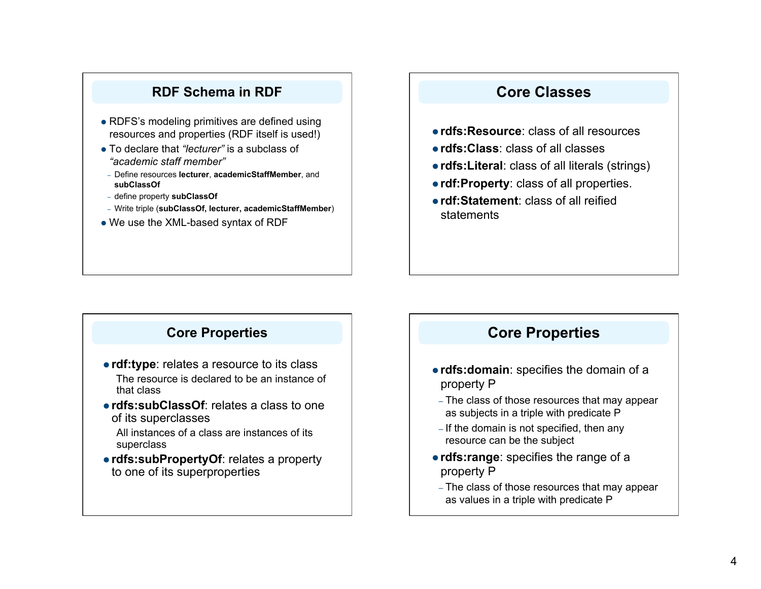## RDF Schema in RDF

- RDFS's modeling primitives are defined using resources and properties (RDF itself is used!)
- To declare that *"lecturer"* is a subclass of *"academic staff member"*
  - Define resources **lecturer**, **academicStaffMember**, and **subClassOf**
  - define property **subClassOf**
  - Write triple (**subClassOf, lecturer, academicStaffMember**)
- We use the XML-based syntax of RDF

## Core Classes

- **rdfs:Resource**: class of all resources
- **rdfs:Class**: class of all classes
- **rdfs:Literal**: class of all literals (strings)
- **rdf:Property**: class of all properties.
- **rdf:Statement**: class of all reified statements

## Core Properties

- **rdf:type**: relates a resource to its class
  - The resource is declared to be an instance of that class
- **rdfs:subClassOf**: relates a class to one of its superclasses
  - All instances of a class are instances of its superclass
- **rdfs:subPropertyOf**: relates a property to one of its superproperties

## Core Properties

- **rdfs:domain**: specifies the domain of a property P
  - The class of those resources that may appear as subjects in a triple with predicate P
  - If the domain is not specified, then any resource can be the subject
- **rdfs:range**: specifies the range of a property P
  - The class of those resources that may appear as values in a triple with predicate P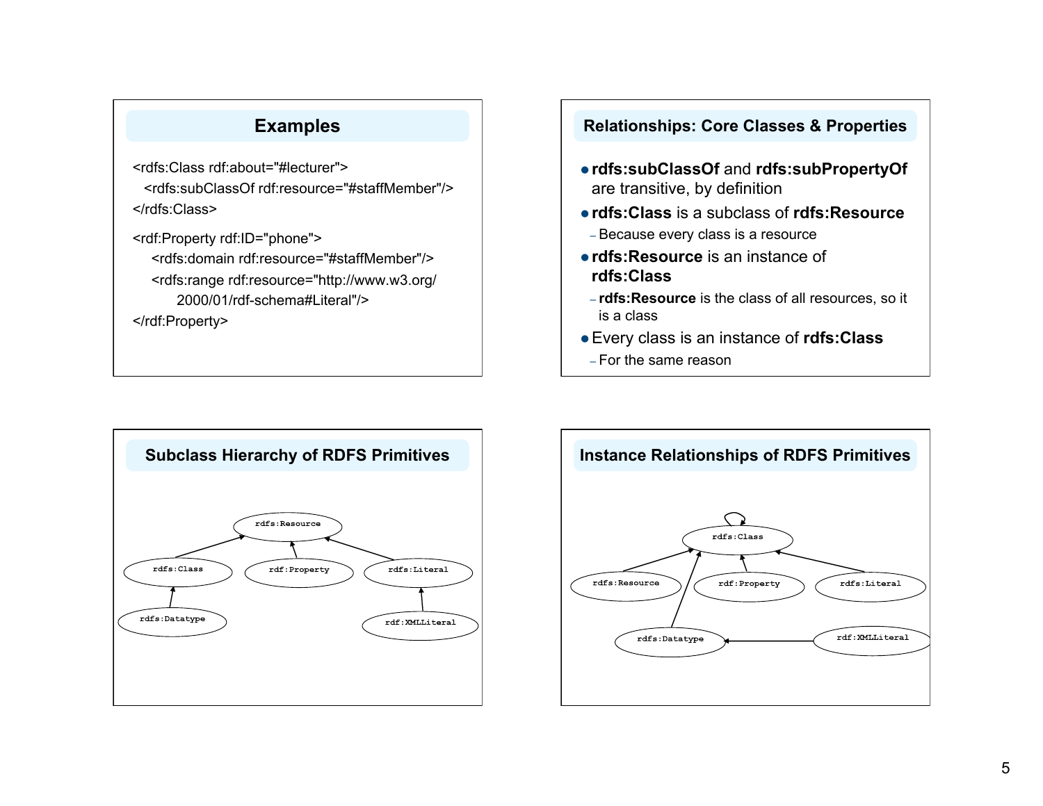## Examples

```
<rdfs:Class rdf:about="#lecturer">
  <rdfs:subClassOf rdf:resource="#staffMember"/>
</rdfs:Class>

<rdf:Property rdf:ID="phone">
    <rdfs:domain rdf:resource="#staffMember"/>
    <rdfs:range rdf:resource="http://www.w3.org/
        2000/01/rdf-schema#Literal"/>
</rdf:Property>
```

## Relationships: Core Classes & Properties

- **rdfs:subClassOf** and **rdfs:subPropertyOf** are transitive, by definition
- **rdfs:Class** is a subclass of **rdfs:Resource**
  - Because every class is a resource
- **rdfs:Resource** is an instance of **rdfs:Class**
  - **rdfs:Resource** is the class of all resources, so it is a class
- Every class is an instance of **rdfs:Class**
  - For the same reason

## Subclass Hierarchy of RDFS Primitives

rdfs:Resource

rdfs:Class

rdf:Property

rdfs:Literal

rdfs:Datatype

rdf:XMLLiteral

## Instance Relationships of RDFS Primitives

rdfs:Class

rdfs:Resource

rdf:Property

rdfs:Literal

rdfs:Datatype

rdf:XMLLiteral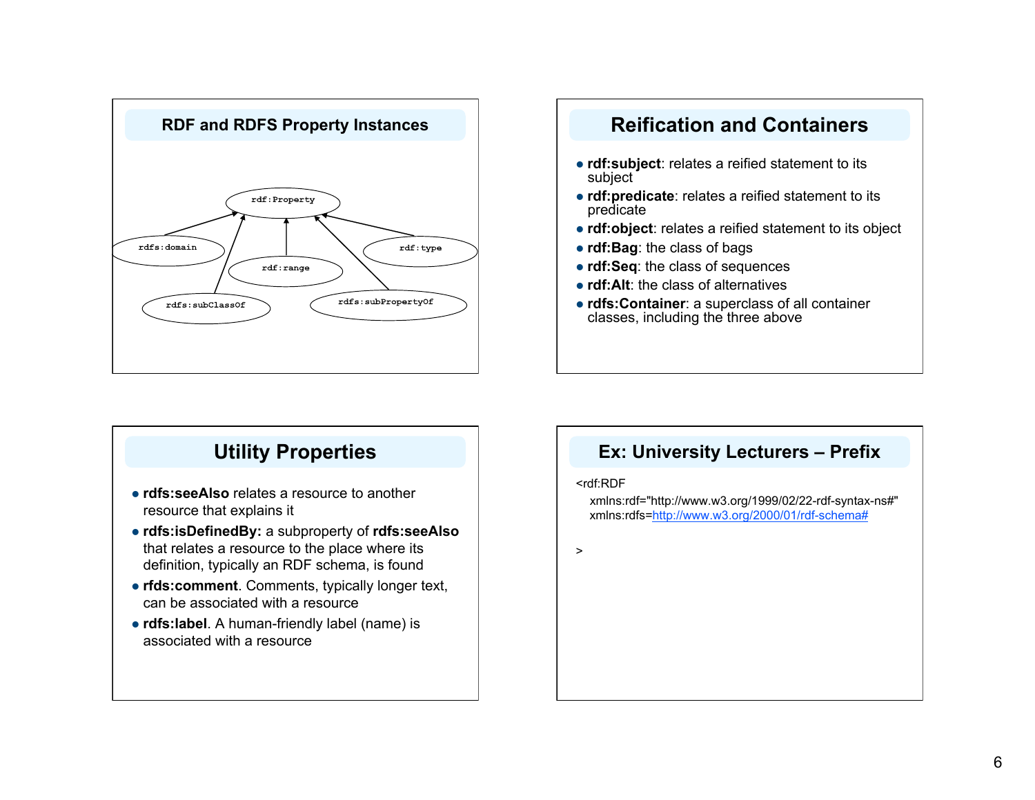## RDF and RDFS Property Instances

rdf:Property

rdfs:domain

rdf:range

rdf:type

rdfs:subClassOf

rdfs:subPropertyOf

## Reification and Containers

- **rdf:subject**: relates a reified statement to its subject
- **rdf:predicate**: relates a reified statement to its predicate
- **rdf:object**: relates a reified statement to its object
- **rdf:Bag**: the class of bags
- **rdf:Seq**: the class of sequences
- **rdf:Alt**: the class of alternatives
- **rdfs:Container**: a superclass of all container classes, including the three above

## Utility Properties

- **rdfs:seeAlso** relates a resource to another resource that explains it
- **rdfs:isDefinedBy:** a subproperty of **rdfs:seeAlso** that relates a resource to the place where its definition, typically an RDF schema, is found
- **rfds:comment**. Comments, typically longer text, can be associated with a resource
- **rdfs:label**. A human-friendly label (name) is associated with a resource

## Ex: University Lecturers – Prefix

```
<rdf:RDF
  xmlns:rdf="http://www.w3.org/1999/02/22-rdf-syntax-ns#"
  xmlns:rdfs=http://www.w3.org/2000/01/rdf-schema#

>
```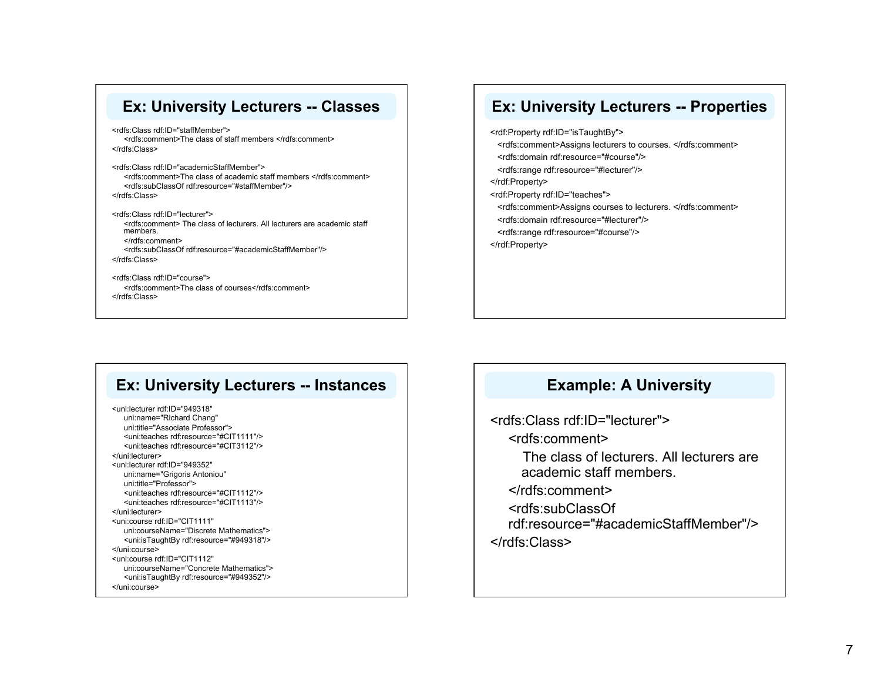## Ex: University Lecturers -- Classes

```
<rdfs:Class rdf:ID="staffMember">
    <rdfs:comment>The class of staff members </rdfs:comment>
</rdfs:Class>

<rdfs:Class rdf:ID="academicStaffMember">
    <rdfs:comment>The class of academic staff members </rdfs:comment>
    <rdfs:subClassOf rdf:resource="#staffMember"/>
</rdfs:Class>

<rdfs:Class rdf:ID="lecturer">
    <rdfs:comment> The class of lecturers. All lecturers are academic staff
    members.
    </rdfs:comment>
    <rdfs:subClassOf rdf:resource="#academicStaffMember"/>
</rdfs:Class>

<rdfs:Class rdf:ID="course">
    <rdfs:comment>The class of courses</rdfs:comment>
</rdfs:Class>
```

## Ex: University Lecturers -- Properties

```
<rdf:Property rdf:ID="isTaughtBy">
  <rdfs:comment>Assigns lecturers to courses. </rdfs:comment>
  <rdfs:domain rdf:resource="#course"/>
  <rdfs:range rdf:resource="#lecturer"/>
</rdf:Property>
<rdf:Property rdf:ID="teaches">
  <rdfs:comment>Assigns courses to lecturers. </rdfs:comment>
  <rdfs:domain rdf:resource="#lecturer"/>
  <rdfs:range rdf:resource="#course"/>
</rdf:Property>
```

## Ex: University Lecturers -- Instances

```
<uni:lecturer rdf:ID="949318"
    uni:name="Richard Chang"
    uni:title="Associate Professor">
    <uni:teaches rdf:resource="#CIT1111"/>
    <uni:teaches rdf:resource="#CIT3112"/>
</uni:lecturer>
<uni:lecturer rdf:ID="949352"
    uni:name="Grigoris Antoniou"
    uni:title="Professor">
    <uni:teaches rdf:resource="#CIT1112"/>
    <uni:teaches rdf:resource="#CIT1113"/>
</uni:lecturer>
<uni:course rdf:ID="CIT1111"
    uni:courseName="Discrete Mathematics">
    <uni:isTaughtBy rdf:resource="#949318"/>
</uni:course>
<uni:course rdf:ID="CIT1112"
    uni:courseName="Concrete Mathematics">
    <uni:isTaughtBy rdf:resource="#949352"/>
</uni:course>
```

## Example: A University

```
<rdfs:Class rdf:ID="lecturer">
    <rdfs:comment>
        The class of lecturers. All lecturers are
        academic staff members.
    </rdfs:comment>
    <rdfs:subClassOf
    rdf:resource="#academicStaffMember"/>
</rdfs:Class>
```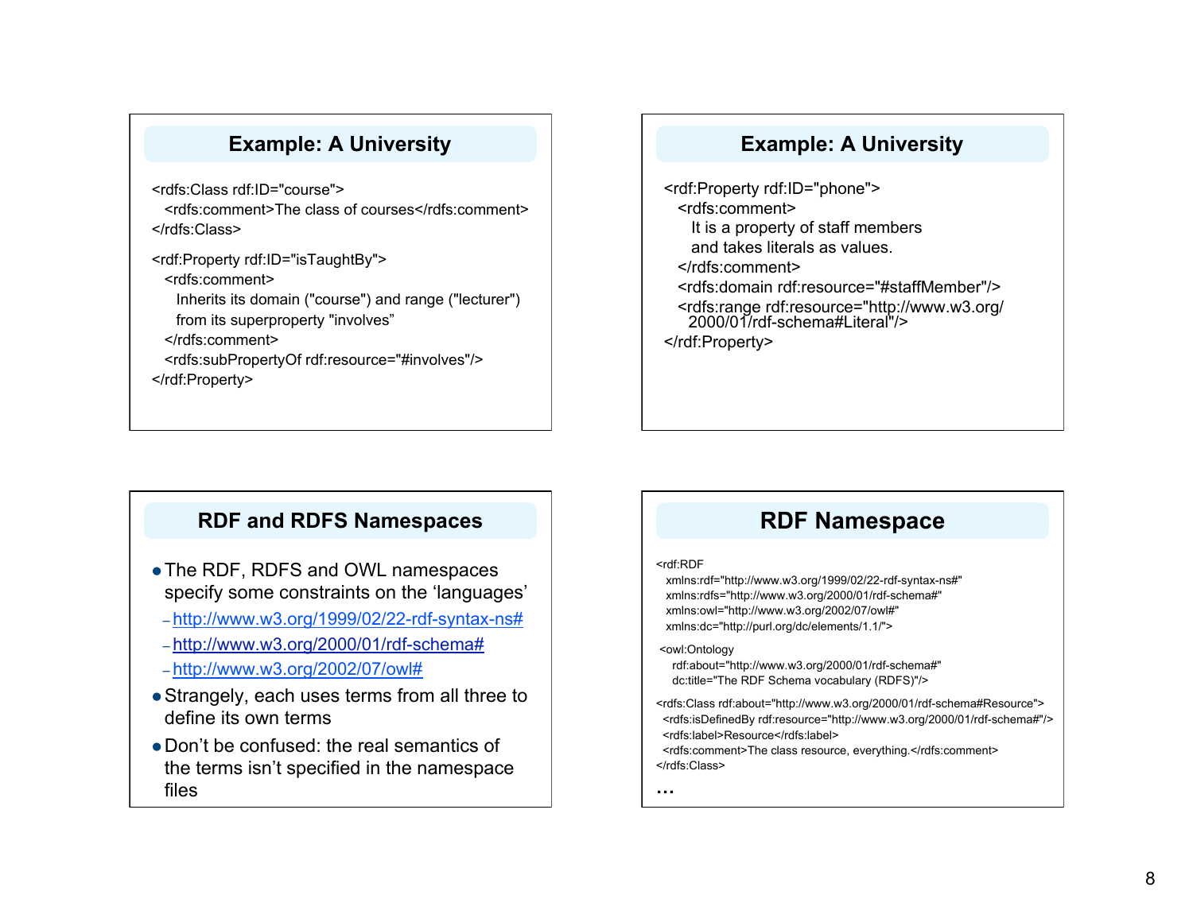## Example: A University

```
<rdfs:Class rdf:ID="course">
  <rdfs:comment>The class of courses</rdfs:comment>
</rdfs:Class>

<rdf:Property rdf:ID="isTaughtBy">
  <rdfs:comment>
    Inherits its domain ("course") and range ("lecturer")
    from its superproperty "involves”
  </rdfs:comment>
  <rdfs:subPropertyOf rdf:resource="#involves"/>
</rdf:Property>
```

## Example: A University

```
<rdf:Property rdf:ID="phone">
  <rdfs:comment>
    It is a property of staff members
    and takes literals as values.
  </rdfs:comment>
  <rdfs:domain rdf:resource="#staffMember"/>
  <rdfs:range rdf:resource="http://www.w3.org/
   2000/01/rdf-schema#Literal"/>
</rdf:Property>
```

## RDF and RDFS Namespaces

- The RDF, RDFS and OWL namespaces specify some constraints on the ‘languages’
  - http://www.w3.org/1999/02/22-rdf-syntax-ns#
  - http://www.w3.org/2000/01/rdf-schema#
  - http://www.w3.org/2002/07/owl#
- Strangely, each uses terms from all three to define its own terms
- Don’t be confused: the real semantics of the terms isn’t specified in the namespace files

## RDF Namespace

```
<rdf:RDF
  xmlns:rdf="http://www.w3.org/1999/02/22-rdf-syntax-ns#"
  xmlns:rdfs="http://www.w3.org/2000/01/rdf-schema#"
  xmlns:owl="http://www.w3.org/2002/07/owl#"
  xmlns:dc="http://purl.org/dc/elements/1.1/">

 <owl:Ontology
   rdf:about="http://www.w3.org/2000/01/rdf-schema#"
   dc:title="The RDF Schema vocabulary (RDFS)"/>

<rdfs:Class rdf:about="http://www.w3.org/2000/01/rdf-schema#Resource">
  <rdfs:isDefinedBy rdf:resource="http://www.w3.org/2000/01/rdf-schema#"/>
  <rdfs:label>Resource</rdfs:label>
  <rdfs:comment>The class resource, everything.</rdfs:comment>
</rdfs:Class>
…
```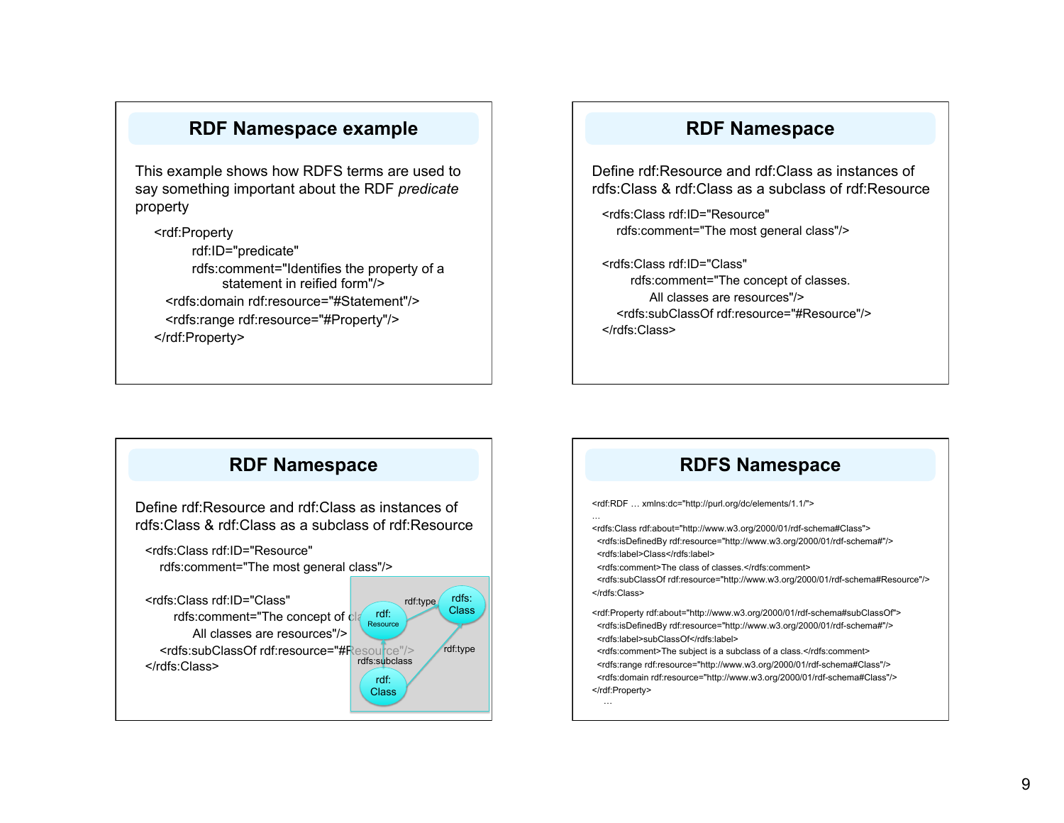## RDF Namespace example

This example shows how RDFS terms are used to say something important about the RDF *predicate* property

```
<rdf:Property
        rdf:ID="predicate"
        rdfs:comment="Identifies the property of a
              statement in reified form"/>
  <rdfs:domain rdf:resource="#Statement"/>
  <rdfs:range rdf:resource="#Property"/>
</rdf:Property>
```

## RDF Namespace

Define rdf:Resource and rdf:Class as instances of rdfs:Class & rdf:Class as a subclass of rdf:Resource

```
<rdfs:Class rdf:ID="Resource"
   rdfs:comment="The most general class"/>

<rdfs:Class rdf:ID="Class"
      rdfs:comment="The concept of classes.
          All classes are resources"/>
   <rdfs:subClassOf rdf:resource="#Resource"/>
</rdfs:Class>
```

## RDF Namespace

Define rdf:Resource and rdf:Class as instances of rdfs:Class & rdf:Class as a subclass of rdf:Resource

```
<rdfs:Class rdf:ID="Resource"
   rdfs:comment="The most general class"/>

<rdfs:Class rdf:ID="Class"
      rdfs:comment="The concept of classes.
          All classes are resources"/>
   <rdfs:subClassOf rdf:resource="#Resource"/>
</rdfs:Class>
```

rdf:type, rdfs: Class, rdf: Resource, rdf:type, rdfs:subclass, rdf: Class

## RDFS Namespace

```
<rdf:RDF … xmlns:dc="http://purl.org/dc/elements/1.1/">
…
<rdfs:Class rdf:about="http://www.w3.org/2000/01/rdf-schema#Class">
  <rdfs:isDefinedBy rdf:resource="http://www.w3.org/2000/01/rdf-schema#"/>
  <rdfs:label>Class</rdfs:label>
  <rdfs:comment>The class of classes.</rdfs:comment>
  <rdfs:subClassOf rdf:resource="http://www.w3.org/2000/01/rdf-schema#Resource"/>
</rdfs:Class>

<rdf:Property rdf:about="http://www.w3.org/2000/01/rdf-schema#subClassOf">
  <rdfs:isDefinedBy rdf:resource="http://www.w3.org/2000/01/rdf-schema#"/>
  <rdfs:label>subClassOf</rdfs:label>
  <rdfs:comment>The subject is a subclass of a class.</rdfs:comment>
  <rdfs:range rdf:resource="http://www.w3.org/2000/01/rdf-schema#Class"/>
  <rdfs:domain rdf:resource="http://www.w3.org/2000/01/rdf-schema#Class"/>
</rdf:Property>
  …
```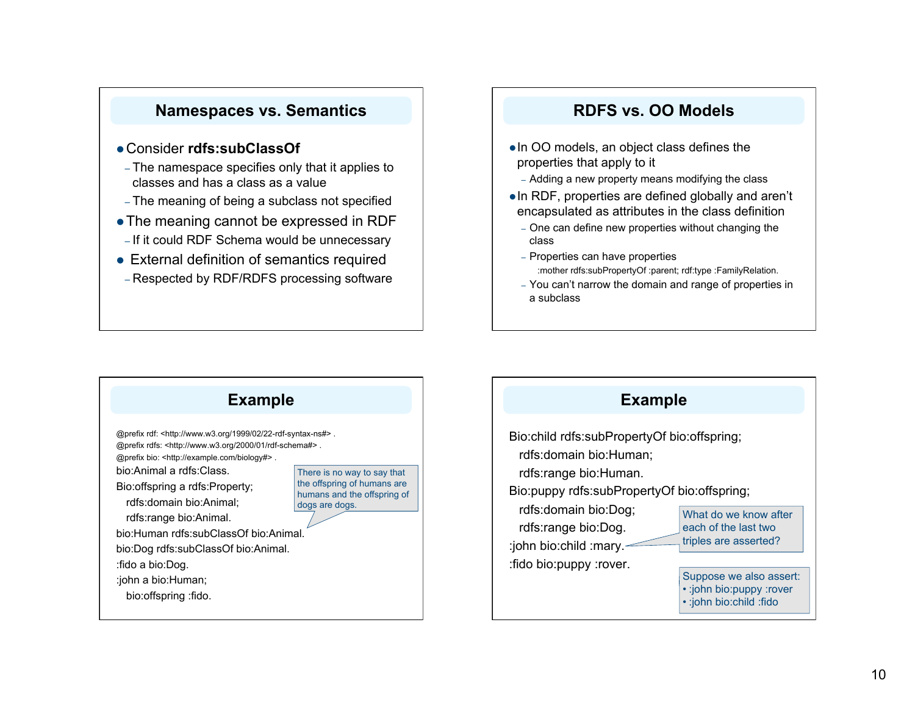## Namespaces vs. Semantics

- Consider **rdfs:subClassOf**
  - The namespace specifies only that it applies to classes and has a class as a value
  - The meaning of being a subclass not specified
- The meaning cannot be expressed in RDF
  - If it could RDF Schema would be unnecessary
- External definition of semantics required
  - Respected by RDF/RDFS processing software

## RDFS vs. OO Models

- In OO models, an object class defines the properties that apply to it
  - Adding a new property means modifying the class
- In RDF, properties are defined globally and aren't encapsulated as attributes in the class definition
  - One can define new properties without changing the class
  - Properties can have properties
    - :mother rdfs:subPropertyOf :parent; rdf:type :FamilyRelation.
  - You can't narrow the domain and range of properties in a subclass

## Example

```
@prefix rdf: <http://www.w3.org/1999/02/22-rdf-syntax-ns#> .
@prefix rdfs: <http://www.w3.org/2000/01/rdf-schema#> .
@prefix bio: <http://example.com/biology#> .
bio:Animal a rdfs:Class.
Bio:offspring a rdfs:Property;
   rdfs:domain bio:Animal;
   rdfs:range bio:Animal.
bio:Human rdfs:subClassOf bio:Animal.
bio:Dog rdfs:subClassOf bio:Animal.
:fido a bio:Dog.
:john a bio:Human;
   bio:offspring :fido.
```

There is no way to say that the offspring of humans are humans and the offspring of dogs are dogs.

## Example

```
Bio:child rdfs:subPropertyOf bio:offspring;
   rdfs:domain bio:Human;
   rdfs:range bio:Human.
Bio:puppy rdfs:subPropertyOf bio:offspring;
   rdfs:domain bio:Dog;
   rdfs:range bio:Dog.
:john bio:child :mary.
:fido bio:puppy :rover.
```

What do we know after each of the last two triples are asserted?

Suppose we also assert:
- :john bio:puppy :rover
- :john bio:child :fido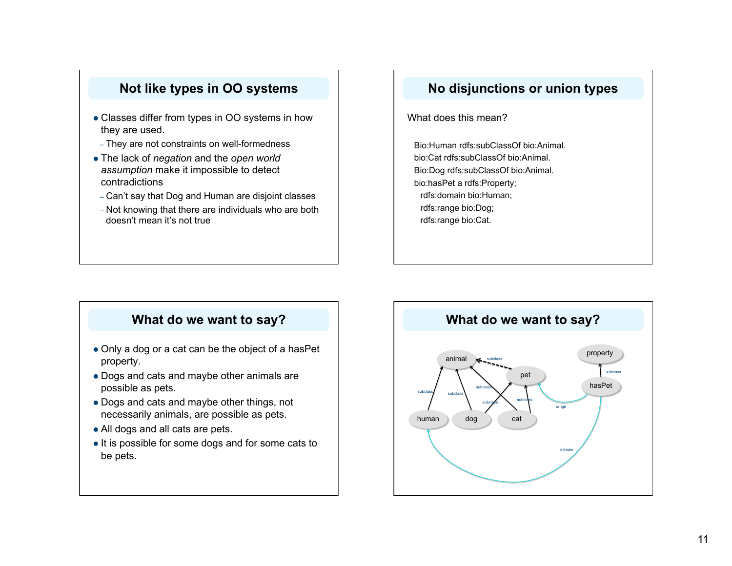## Not like types in OO systems

- Classes differ from types in OO systems in how they are used.
  - They are not constraints on well-formedness
- The lack of *negation* and the *open world assumption* make it impossible to detect contradictions
  - Can't say that Dog and Human are disjoint classes
  - Not knowing that there are individuals who are both doesn't mean it's not true

## No disjunctions or union types

What does this mean?

```
Bio:Human rdfs:subClassOf bio:Animal.
bio:Cat rdfs:subClassOf bio:Animal.
Bio:Dog rdfs:subClassOf bio:Animal.
bio:hasPet a rdfs:Property;
  rdfs:domain bio:Human;
  rdfs:range bio:Dog;
  rdfs:range bio:Cat.
```

## What do we want to say?

- Only a dog or a cat can be the object of a hasPet property.
- Dogs and cats and maybe other animals are possible as pets.
- Dogs and cats and maybe other things, not necessarily animals, are possible as pets.
- All dogs and all cats are pets.
- It is possible for some dogs and for some cats to be pets.

## What do we want to say?

animal, pet, property, hasPet, human, dog, cat

subclass, subclass, subclass, subclass, subclass, subclass, subclass, range, domain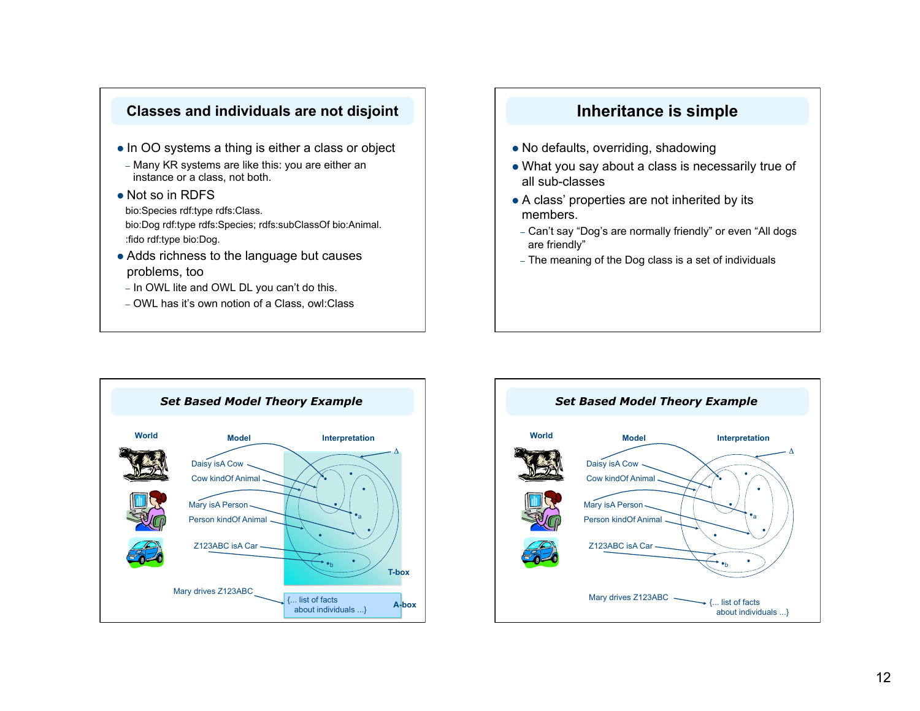## Classes and individuals are not disjoint

- In OO systems a thing is either a class or object
  - Many KR systems are like this: you are either an instance or a class, not both.
- Not so in RDFS

```
bio:Species rdf:type rdfs:Class.
bio:Dog rdf:type rdfs:Species; rdfs:subClassOf bio:Animal.
:fido rdf:type bio:Dog.
```

- Adds richness to the language but causes problems, too
  - In OWL lite and OWL DL you can't do this.
  - OWL has it's own notion of a Class, owl:Class

## Inheritance is simple

- No defaults, overriding, shadowing
- What you say about a class is necessarily true of all sub-classes
- A class' properties are not inherited by its members.
  - Can't say "Dog's are normally friendly" or even "All dogs are friendly"
  - The meaning of the Dog class is a set of individuals

## *Set Based Model Theory Example*

World | Model | Interpretation

Daisy isA Cow

Cow kindOf Animal

Mary isA Person

Person kindOf Animal

Z123ABC isA Car

$\Delta$

a

b

T-box

Mary drives Z123ABC

{... list of facts about individuals ...}

A-box

## *Set Based Model Theory Example*

World | Model | Interpretation

Daisy isA Cow

Cow kindOf Animal

Mary isA Person

Person kindOf Animal

Z123ABC isA Car

$\Delta$

a

b

Mary drives Z123ABC

{... list of facts about individuals ...}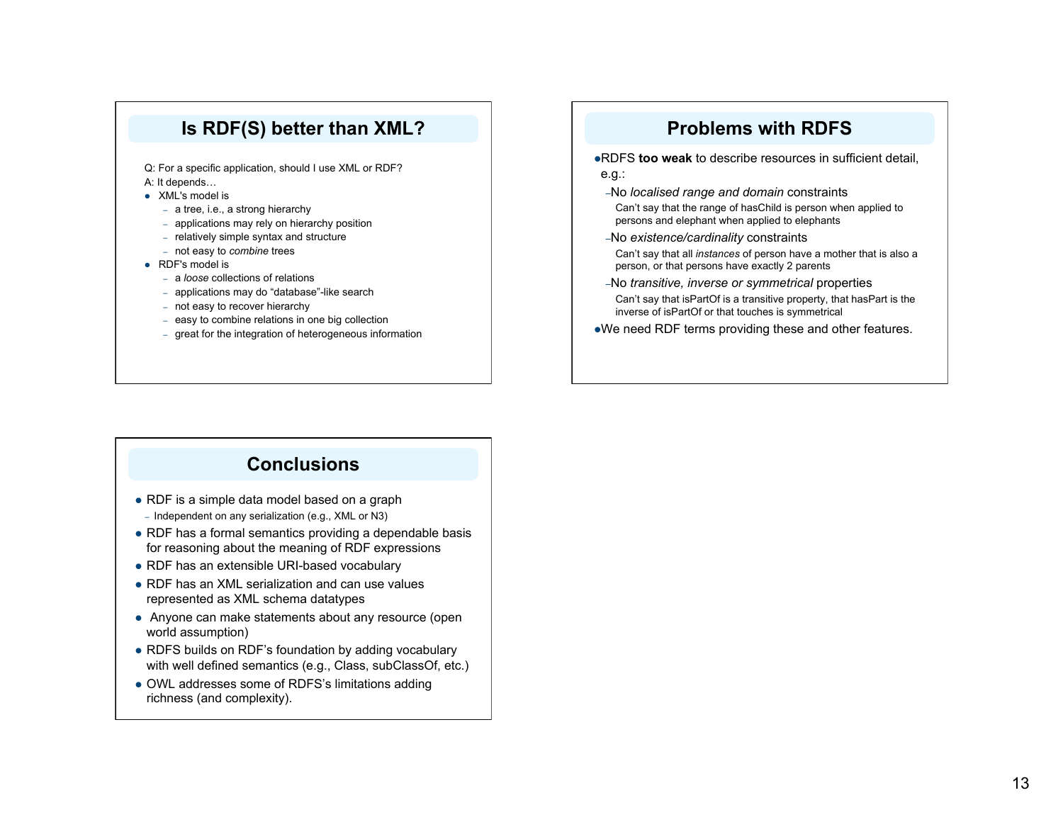## Is RDF(S) better than XML?

Q: For a specific application, should I use XML or RDF?
A: It depends…

- XML's model is
  - a tree, i.e., a strong hierarchy
  - applications may rely on hierarchy position
  - relatively simple syntax and structure
  - not easy to *combine* trees
- RDF's model is
  - a *loose* collections of relations
  - applications may do "database"-like search
  - not easy to recover hierarchy
  - easy to combine relations in one big collection
  - great for the integration of heterogeneous information

## Problems with RDFS

- RDFS **too weak** to describe resources in sufficient detail, e.g.:
  - No *localised range and domain* constraints
    Can't say that the range of hasChild is person when applied to persons and elephant when applied to elephants
  - No *existence/cardinality* constraints
    Can't say that all *instances* of person have a mother that is also a person, or that persons have exactly 2 parents
  - No *transitive, inverse or symmetrical* properties
    Can't say that isPartOf is a transitive property, that hasPart is the inverse of isPartOf or that touches is symmetrical
- We need RDF terms providing these and other features.

## Conclusions

- RDF is a simple data model based on a graph
  - Independent on any serialization (e.g., XML or N3)
- RDF has a formal semantics providing a dependable basis for reasoning about the meaning of RDF expressions
- RDF has an extensible URI-based vocabulary
- RDF has an XML serialization and can use values represented as XML schema datatypes
- Anyone can make statements about any resource (open world assumption)
- RDFS builds on RDF's foundation by adding vocabulary with well defined semantics (e.g., Class, subClassOf, etc.)
- OWL addresses some of RDFS's limitations adding richness (and complexity).